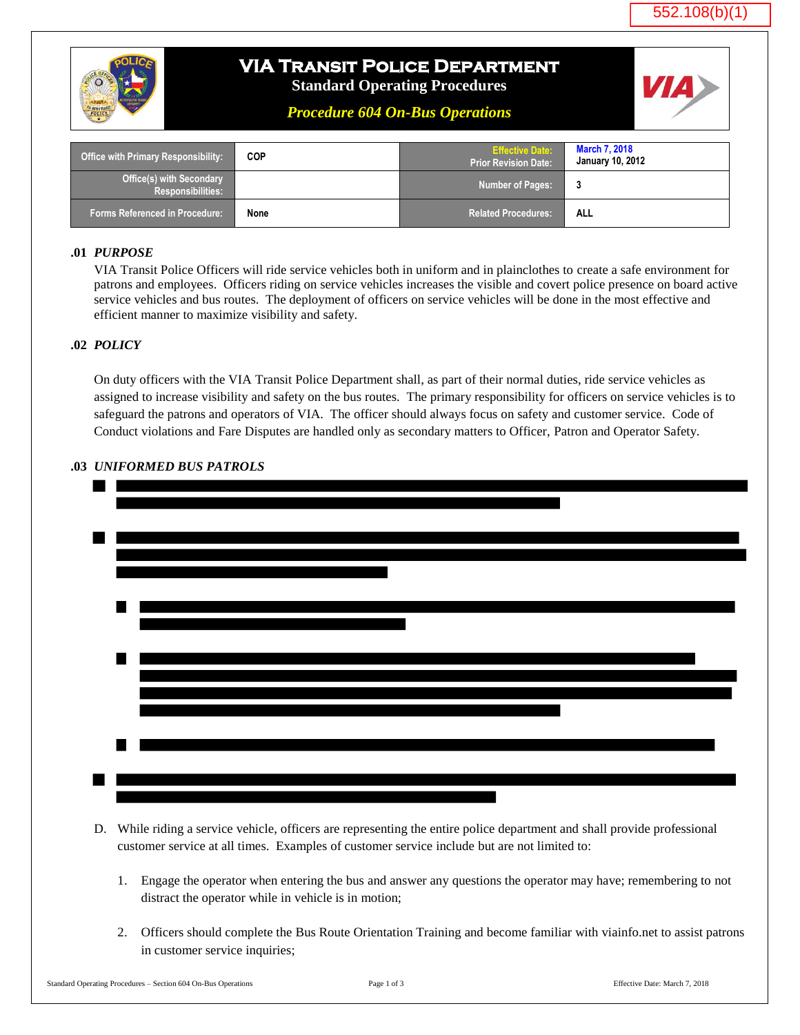552.108(b)(1)

# VIA Transit Police Department

**Standard Operating Procedures**

***Procedure 604 On-Bus Operations***

| Office with Primary Responsibility: | COP | Effective Date: Prior Revision Date: | March 7, 2018 January 10, 2012 |
|---|---|---|---|
| Office(s) with Secondary Responsibilities: | | Number of Pages: | 3 |
| Forms Referenced in Procedure: | None | Related Procedures: | ALL |

## .01 *PURPOSE*

VIA Transit Police Officers will ride service vehicles both in uniform and in plainclothes to create a safe environment for patrons and employees. Officers riding on service vehicles increases the visible and covert police presence on board active service vehicles and bus routes. The deployment of officers on service vehicles will be done in the most effective and efficient manner to maximize visibility and safety.

## .02 *POLICY*

On duty officers with the VIA Transit Police Department shall, as part of their normal duties, ride service vehicles as assigned to increase visibility and safety on the bus routes. The primary responsibility for officers on service vehicles is to safeguard the patrons and operators of VIA. The officer should always focus on safety and customer service. Code of Conduct violations and Fare Disputes are handled only as secondary matters to Officer, Patron and Operator Safety.

## .03 *UNIFORMED BUS PATROLS*

[REDACTED]

D. While riding a service vehicle, officers are representing the entire police department and shall provide professional customer service at all times. Examples of customer service include but are not limited to:

1. Engage the operator when entering the bus and answer any questions the operator may have; remembering to not distract the operator while in vehicle is in motion;

2. Officers should complete the Bus Route Orientation Training and become familiar with viainfo.net to assist patrons in customer service inquiries;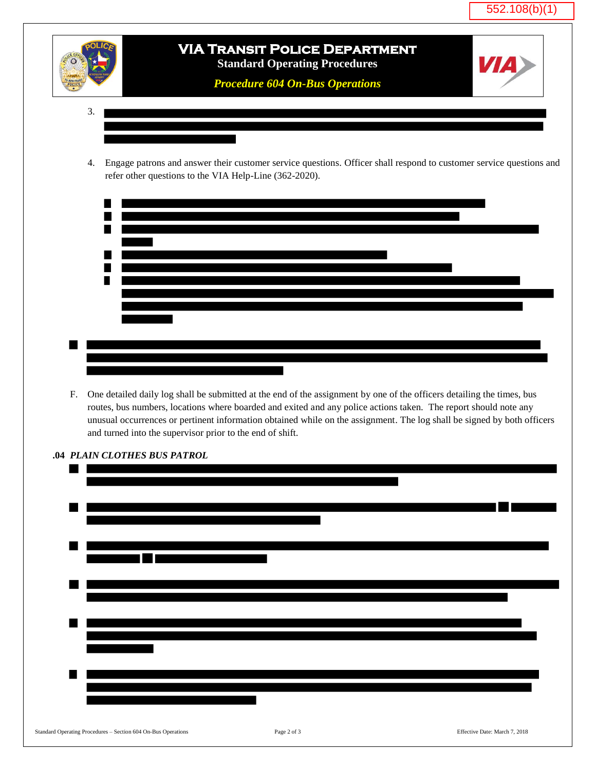3.

4. Engage patrons and answer their customer service questions. Officer shall respond to customer service questions and refer other questions to the VIA Help-Line (362-2020).

F. One detailed daily log shall be submitted at the end of the assignment by one of the officers detailing the times, bus routes, bus numbers, locations where boarded and exited and any police actions taken. The report should note any unusual occurrences or pertinent information obtained while on the assignment. The log shall be signed by both officers and turned into the supervisor prior to the end of shift.

**.04** ***PLAIN CLOTHES BUS PATROL***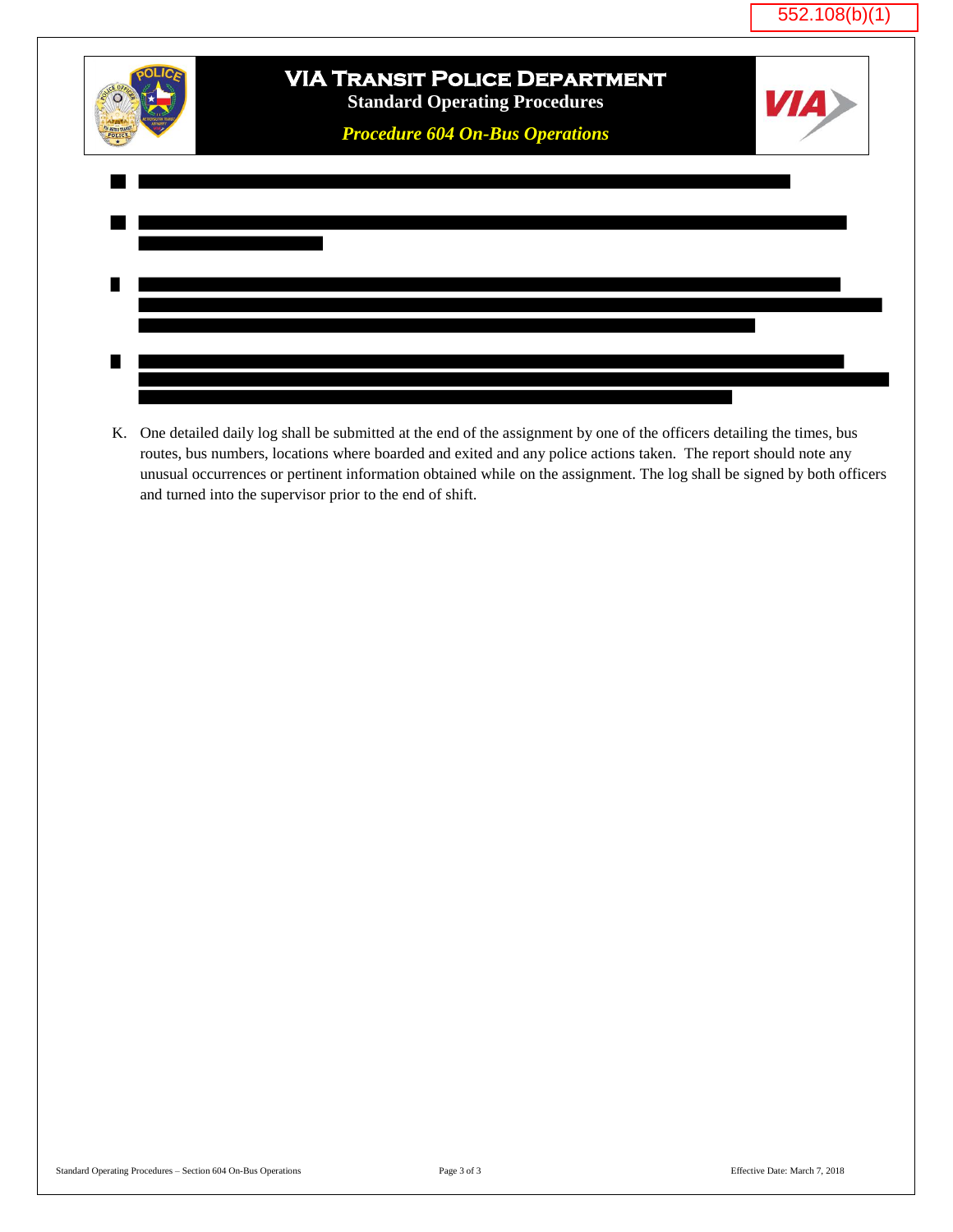552.108(b)(1)

# VIA TRANSIT POLICE DEPARTMENT

**Standard Operating Procedures**

***Procedure 604 On-Bus Operations***

K. One detailed daily log shall be submitted at the end of the assignment by one of the officers detailing the times, bus routes, bus numbers, locations where boarded and exited and any police actions taken. The report should note any unusual occurrences or pertinent information obtained while on the assignment. The log shall be signed by both officers and turned into the supervisor prior to the end of shift.